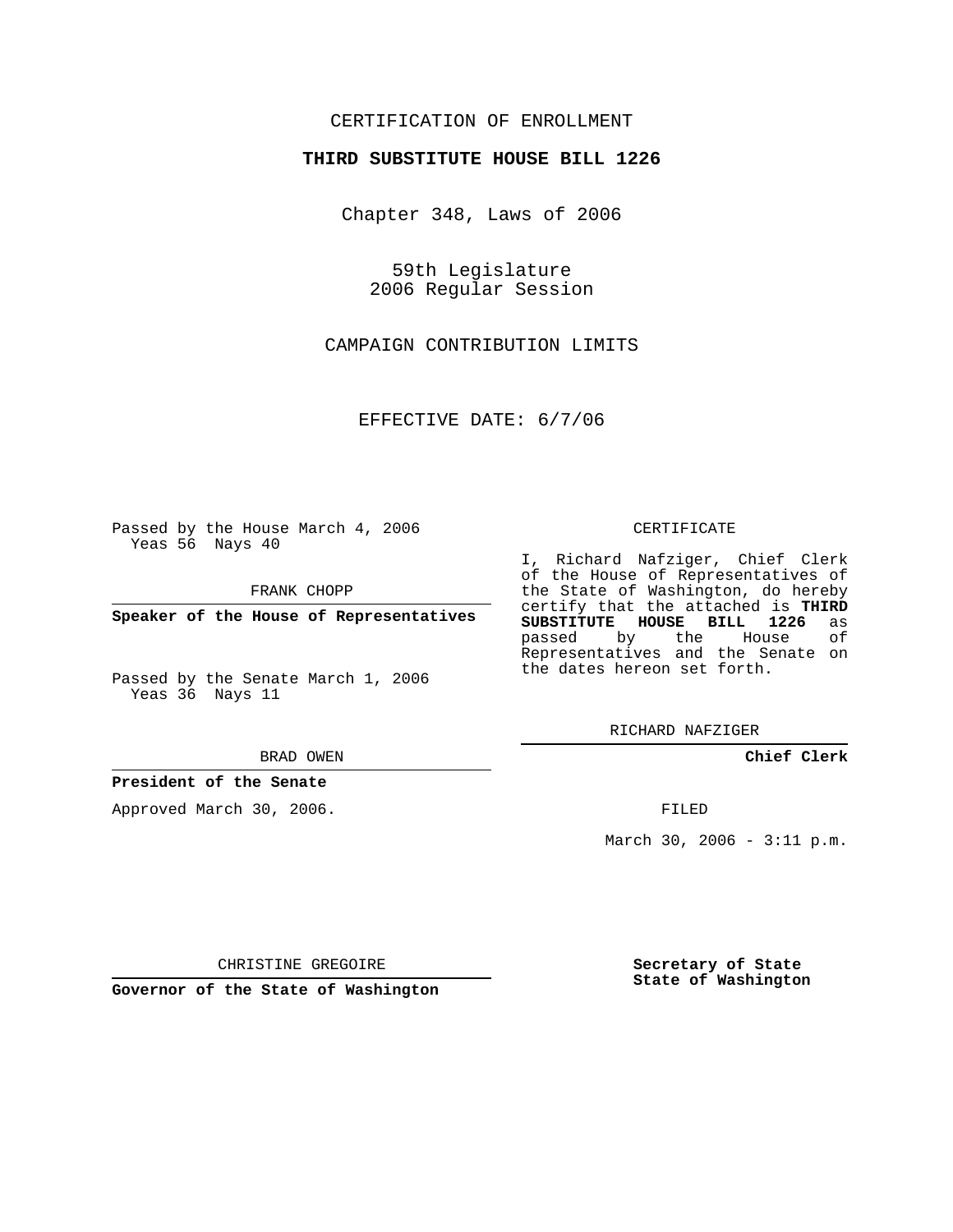CERTIFICATION OF ENROLLMENT

**THIRD SUBSTITUTE HOUSE BILL 1226**

Chapter 348, Laws of 2006

59th Legislature
2006 Regular Session

CAMPAIGN CONTRIBUTION LIMITS

EFFECTIVE DATE: 6/7/06

Passed by the House March 4, 2006
Yeas 56 Nays 40

FRANK CHOPP

**Speaker of the House of Representatives**

Passed by the Senate March 1, 2006
Yeas 36 Nays 11

BRAD OWEN

**President of the Senate**

Approved March 30, 2006.

CHRISTINE GREGOIRE

**Governor of the State of Washington**

CERTIFICATE

I, Richard Nafziger, Chief Clerk of the House of Representatives of the State of Washington, do hereby certify that the attached is **THIRD SUBSTITUTE HOUSE BILL 1226** as passed by the House of Representatives and the Senate on the dates hereon set forth.

RICHARD NAFZIGER

**Chief Clerk**

FILED

March 30, 2006 - 3:11 p.m.

**Secretary of State**
**State of Washington**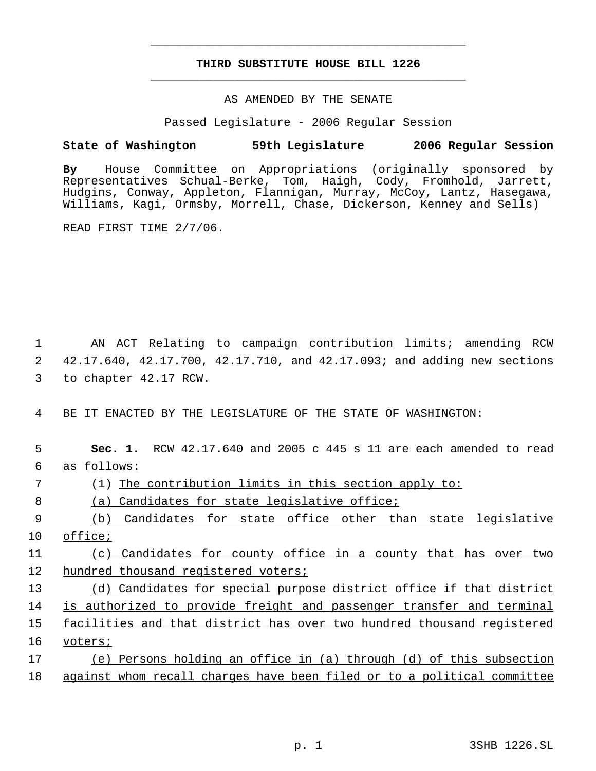# THIRD SUBSTITUTE HOUSE BILL 1226

AS AMENDED BY THE SENATE

Passed Legislature - 2006 Regular Session

**State of Washington 59th Legislature 2006 Regular Session**

**By** House Committee on Appropriations (originally sponsored by Representatives Schual-Berke, Tom, Haigh, Cody, Fromhold, Jarrett, Hudgins, Conway, Appleton, Flannigan, Murray, McCoy, Lantz, Hasegawa, Williams, Kagi, Ormsby, Morrell, Chase, Dickerson, Kenney and Sells)

READ FIRST TIME 2/7/06.

AN ACT Relating to campaign contribution limits; amending RCW 42.17.640, 42.17.700, 42.17.710, and 42.17.093; and adding new sections to chapter 42.17 RCW.

BE IT ENACTED BY THE LEGISLATURE OF THE STATE OF WASHINGTON:

**Sec. 1.** RCW 42.17.640 and 2005 c 445 s 11 are each amended to read as follows:

(1) The contribution limits in this section apply to:

(a) Candidates for state legislative office;

(b) Candidates for state office other than state legislative office;

(c) Candidates for county office in a county that has over two hundred thousand registered voters;

(d) Candidates for special purpose district office if that district is authorized to provide freight and passenger transfer and terminal facilities and that district has over two hundred thousand registered voters;

(e) Persons holding an office in (a) through (d) of this subsection against whom recall charges have been filed or to a political committee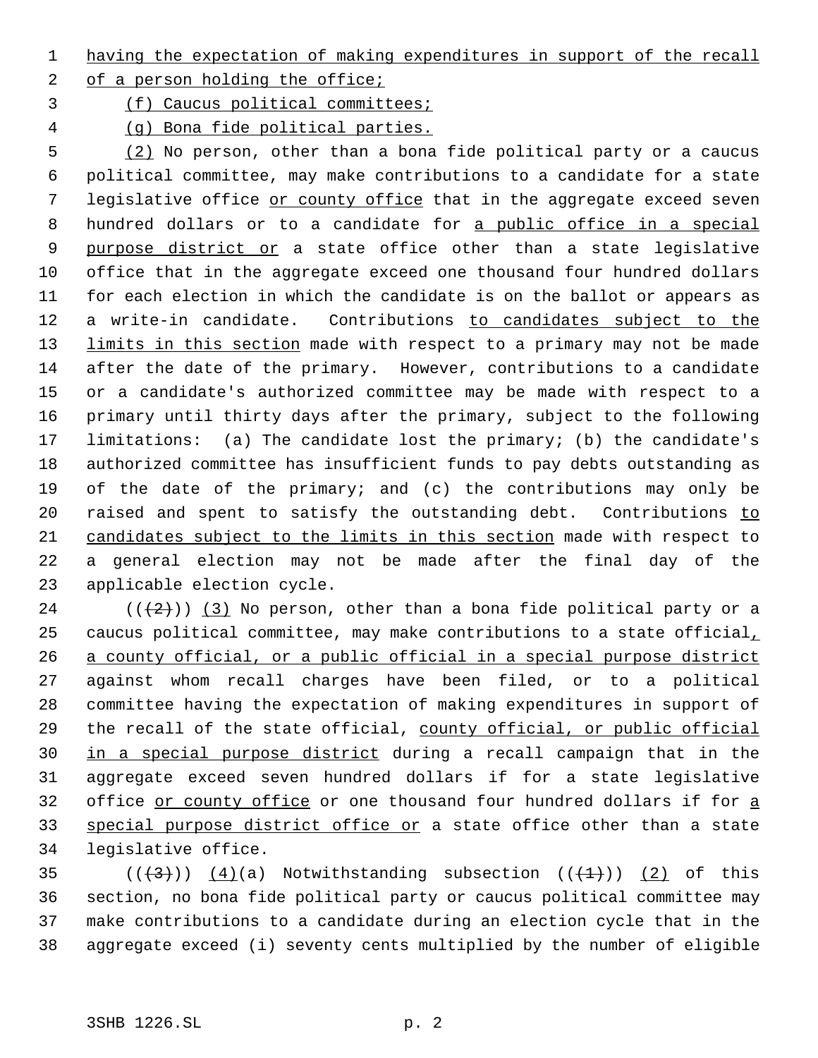having the expectation of making expenditures in support of the recall of a person holding the office;

(f) Caucus political committees;

(g) Bona fide political parties.

(2) No person, other than a bona fide political party or a caucus political committee, may make contributions to a candidate for a state legislative office or county office that in the aggregate exceed seven hundred dollars or to a candidate for a public office in a special purpose district or a state office other than a state legislative office that in the aggregate exceed one thousand four hundred dollars for each election in which the candidate is on the ballot or appears as a write-in candidate. Contributions to candidates subject to the limits in this section made with respect to a primary may not be made after the date of the primary. However, contributions to a candidate or a candidate's authorized committee may be made with respect to a primary until thirty days after the primary, subject to the following limitations: (a) The candidate lost the primary; (b) the candidate's authorized committee has insufficient funds to pay debts outstanding as of the date of the primary; and (c) the contributions may only be raised and spent to satisfy the outstanding debt. Contributions to candidates subject to the limits in this section made with respect to a general election may not be made after the final day of the applicable election cycle.

(((2))) (3) No person, other than a bona fide political party or a caucus political committee, may make contributions to a state official, a county official, or a public official in a special purpose district against whom recall charges have been filed, or to a political committee having the expectation of making expenditures in support of the recall of the state official, county official, or public official in a special purpose district during a recall campaign that in the aggregate exceed seven hundred dollars if for a state legislative office or county office or one thousand four hundred dollars if for a special purpose district office or a state office other than a state legislative office.

(((3))) (4)(a) Notwithstanding subsection (((1))) (2) of this section, no bona fide political party or caucus political committee may make contributions to a candidate during an election cycle that in the aggregate exceed (i) seventy cents multiplied by the number of eligible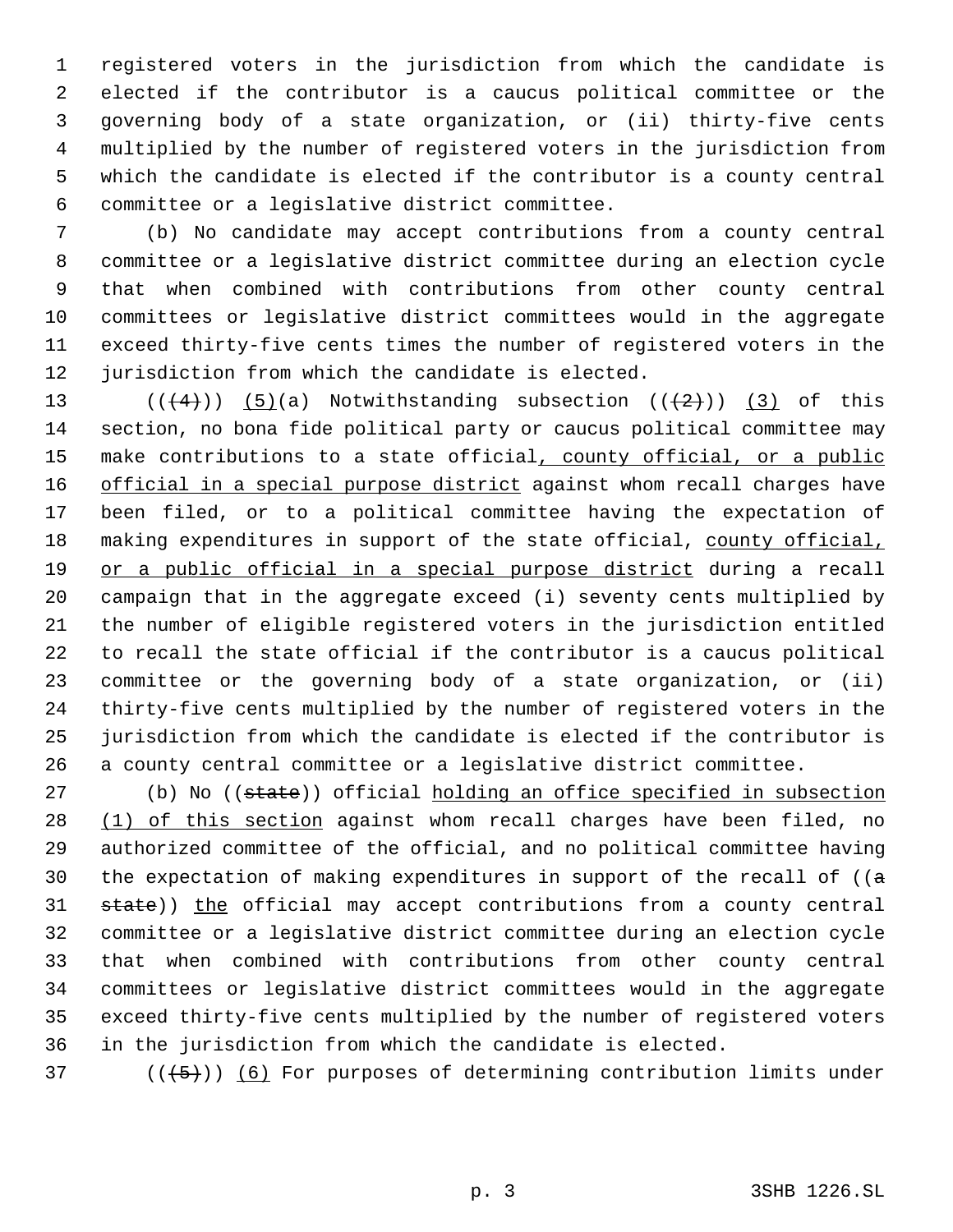registered voters in the jurisdiction from which the candidate is elected if the contributor is a caucus political committee or the governing body of a state organization, or (ii) thirty-five cents multiplied by the number of registered voters in the jurisdiction from which the candidate is elected if the contributor is a county central committee or a legislative district committee.

(b) No candidate may accept contributions from a county central committee or a legislative district committee during an election cycle that when combined with contributions from other county central committees or legislative district committees would in the aggregate exceed thirty-five cents times the number of registered voters in the jurisdiction from which the candidate is elected.

(((4))) <u>(5)</u>(a) Notwithstanding subsection (((2))) <u>(3)</u> of this section, no bona fide political party or caucus political committee may make contributions to a state official<u>, county official, or a public official in a special purpose district</u> against whom recall charges have been filed, or to a political committee having the expectation of making expenditures in support of the state official, <u>county official, or a public official in a special purpose district</u> during a recall campaign that in the aggregate exceed (i) seventy cents multiplied by the number of eligible registered voters in the jurisdiction entitled to recall the state official if the contributor is a caucus political committee or the governing body of a state organization, or (ii) thirty-five cents multiplied by the number of registered voters in the jurisdiction from which the candidate is elected if the contributor is a county central committee or a legislative district committee.

(b) No ((~~state~~)) official <u>holding an office specified in subsection (1) of this section</u> against whom recall charges have been filed, no authorized committee of the official, and no political committee having the expectation of making expenditures in support of the recall of ((~~a state~~)) <u>the</u> official may accept contributions from a county central committee or a legislative district committee during an election cycle that when combined with contributions from other county central committees or legislative district committees would in the aggregate exceed thirty-five cents multiplied by the number of registered voters in the jurisdiction from which the candidate is elected.

(((5))) <u>(6)</u> For purposes of determining contribution limits under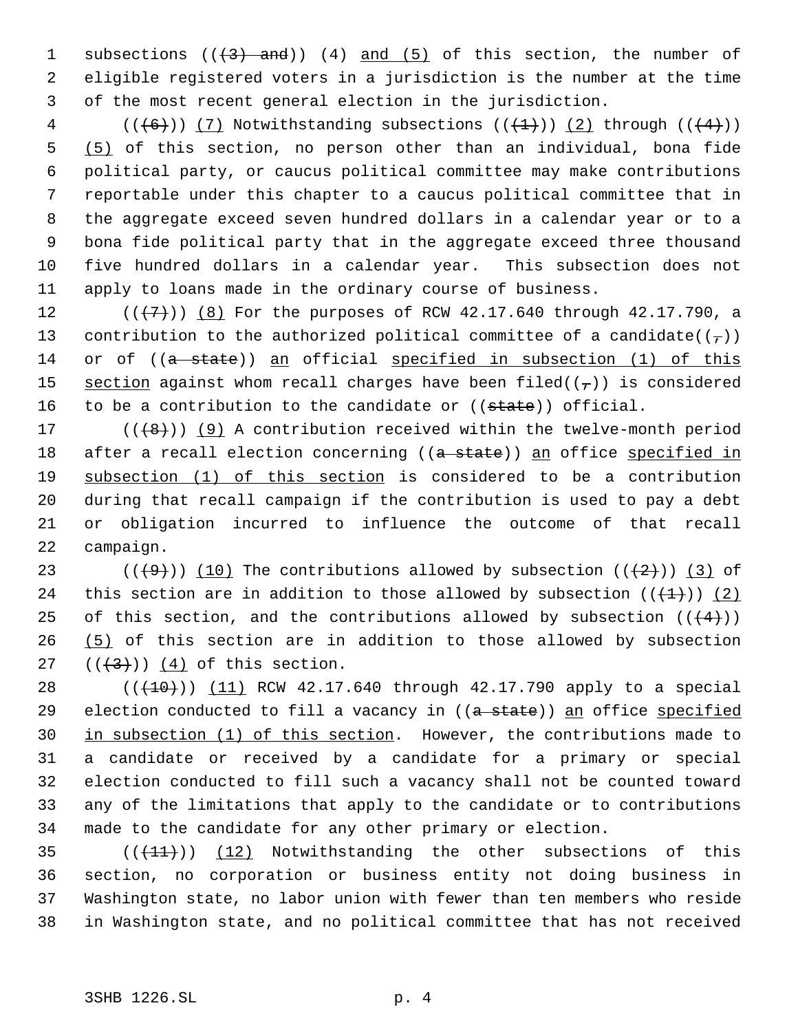subsections ((~~(3) and~~)) (4) <u>and (5)</u> of this section, the number of eligible registered voters in a jurisdiction is the number at the time of the most recent general election in the jurisdiction.

((~~(6)~~)) <u>(7)</u> Notwithstanding subsections ((~~(1)~~)) <u>(2)</u> through ((~~(4)~~)) <u>(5)</u> of this section, no person other than an individual, bona fide political party, or caucus political committee may make contributions reportable under this chapter to a caucus political committee that in the aggregate exceed seven hundred dollars in a calendar year or to a bona fide political party that in the aggregate exceed three thousand five hundred dollars in a calendar year. This subsection does not apply to loans made in the ordinary course of business.

((~~(7)~~)) <u>(8)</u> For the purposes of RCW 42.17.640 through 42.17.790, a contribution to the authorized political committee of a candidate((~~,~~)) or of ((~~a state~~)) <u>an</u> official <u>specified in subsection (1) of this section</u> against whom recall charges have been filed((~~,~~)) is considered to be a contribution to the candidate or ((~~state~~)) official.

((~~(8)~~)) <u>(9)</u> A contribution received within the twelve-month period after a recall election concerning ((~~a state~~)) <u>an</u> office <u>specified in subsection (1) of this section</u> is considered to be a contribution during that recall campaign if the contribution is used to pay a debt or obligation incurred to influence the outcome of that recall campaign.

((~~(9)~~)) <u>(10)</u> The contributions allowed by subsection ((~~(2)~~)) <u>(3)</u> of this section are in addition to those allowed by subsection ((~~(1)~~)) <u>(2)</u> of this section, and the contributions allowed by subsection ((~~(4)~~)) <u>(5)</u> of this section are in addition to those allowed by subsection ((~~(3)~~)) <u>(4)</u> of this section.

((~~(10)~~)) <u>(11)</u> RCW 42.17.640 through 42.17.790 apply to a special election conducted to fill a vacancy in ((~~a state~~)) <u>an</u> office <u>specified in subsection (1) of this section</u>. However, the contributions made to a candidate or received by a candidate for a primary or special election conducted to fill such a vacancy shall not be counted toward any of the limitations that apply to the candidate or to contributions made to the candidate for any other primary or election.

((~~(11)~~)) <u>(12)</u> Notwithstanding the other subsections of this section, no corporation or business entity not doing business in Washington state, no labor union with fewer than ten members who reside in Washington state, and no political committee that has not received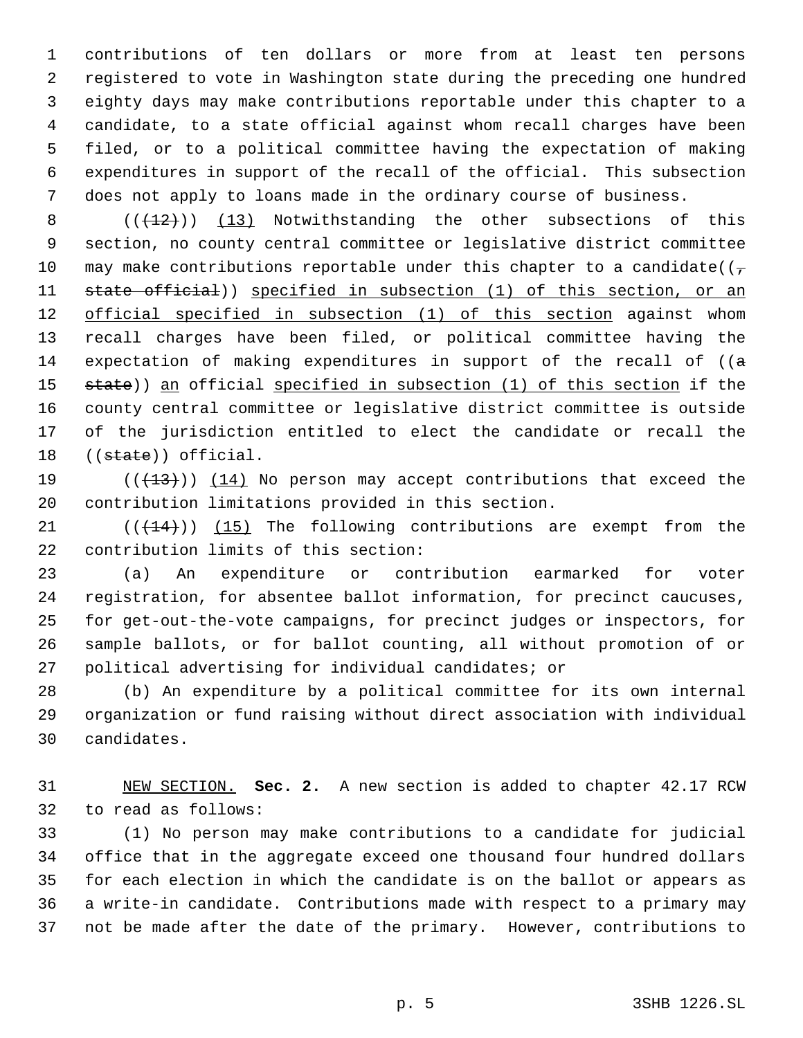contributions of ten dollars or more from at least ten persons registered to vote in Washington state during the preceding one hundred eighty days may make contributions reportable under this chapter to a candidate, to a state official against whom recall charges have been filed, or to a political committee having the expectation of making expenditures in support of the recall of the official. This subsection does not apply to loans made in the ordinary course of business.

((~~(12)~~)) (13) Notwithstanding the other subsections of this section, no county central committee or legislative district committee may make contributions reportable under this chapter to a candidate((~~, state official~~)) specified in subsection (1) of this section, or an official specified in subsection (1) of this section against whom recall charges have been filed, or political committee having the expectation of making expenditures in support of the recall of ((~~a state~~)) an official specified in subsection (1) of this section if the county central committee or legislative district committee is outside of the jurisdiction entitled to elect the candidate or recall the ((~~state~~)) official.

((~~(13)~~)) (14) No person may accept contributions that exceed the contribution limitations provided in this section.

((~~(14)~~)) (15) The following contributions are exempt from the contribution limits of this section:

(a) An expenditure or contribution earmarked for voter registration, for absentee ballot information, for precinct caucuses, for get-out-the-vote campaigns, for precinct judges or inspectors, for sample ballots, or for ballot counting, all without promotion of or political advertising for individual candidates; or

(b) An expenditure by a political committee for its own internal organization or fund raising without direct association with individual candidates.

NEW SECTION. **Sec. 2.** A new section is added to chapter 42.17 RCW to read as follows:

(1) No person may make contributions to a candidate for judicial office that in the aggregate exceed one thousand four hundred dollars for each election in which the candidate is on the ballot or appears as a write-in candidate. Contributions made with respect to a primary may not be made after the date of the primary. However, contributions to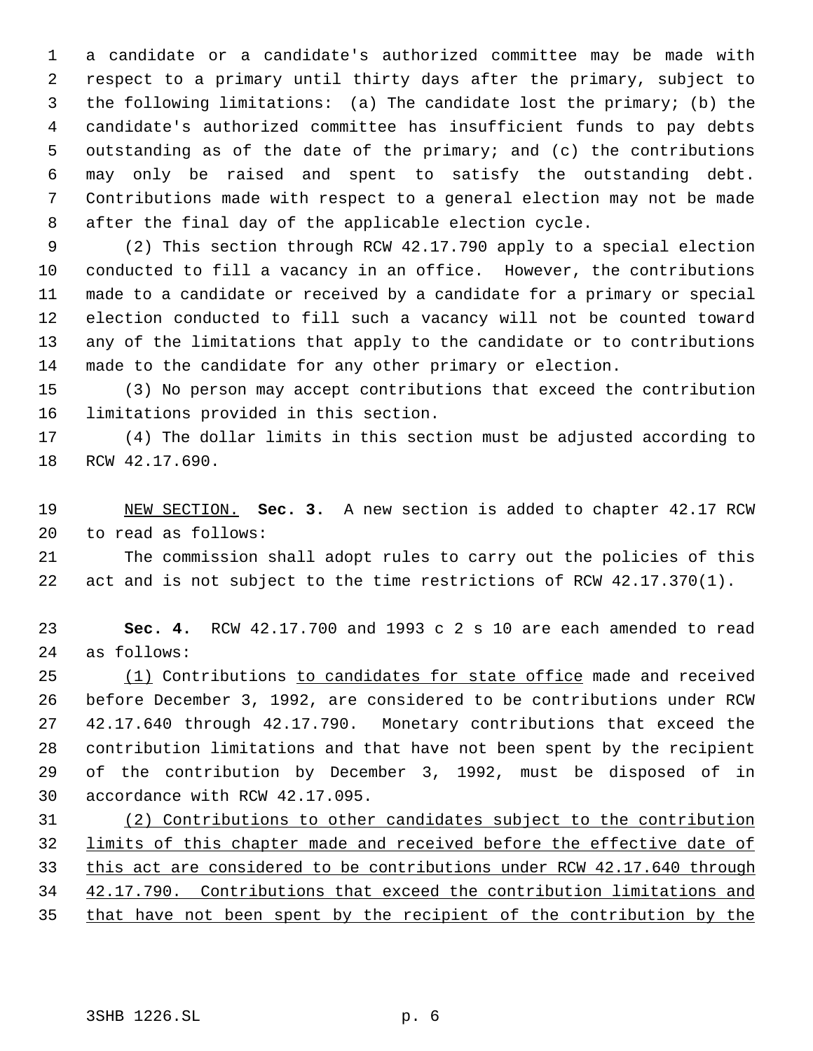a candidate or a candidate's authorized committee may be made with respect to a primary until thirty days after the primary, subject to the following limitations: (a) The candidate lost the primary; (b) the candidate's authorized committee has insufficient funds to pay debts outstanding as of the date of the primary; and (c) the contributions may only be raised and spent to satisfy the outstanding debt. Contributions made with respect to a general election may not be made after the final day of the applicable election cycle.

(2) This section through RCW 42.17.790 apply to a special election conducted to fill a vacancy in an office. However, the contributions made to a candidate or received by a candidate for a primary or special election conducted to fill such a vacancy will not be counted toward any of the limitations that apply to the candidate or to contributions made to the candidate for any other primary or election.

(3) No person may accept contributions that exceed the contribution limitations provided in this section.

(4) The dollar limits in this section must be adjusted according to RCW 42.17.690.

<u>NEW SECTION.</u> **Sec. 3.** A new section is added to chapter 42.17 RCW to read as follows:

The commission shall adopt rules to carry out the policies of this act and is not subject to the time restrictions of RCW 42.17.370(1).

**Sec. 4.** RCW 42.17.700 and 1993 c 2 s 10 are each amended to read as follows:

<u>(1)</u> Contributions <u>to candidates for state office</u> made and received before December 3, 1992, are considered to be contributions under RCW 42.17.640 through 42.17.790. Monetary contributions that exceed the contribution limitations and that have not been spent by the recipient of the contribution by December 3, 1992, must be disposed of in accordance with RCW 42.17.095.

<u>(2) Contributions to other candidates subject to the contribution limits of this chapter made and received before the effective date of this act are considered to be contributions under RCW 42.17.640 through 42.17.790. Contributions that exceed the contribution limitations and that have not been spent by the recipient of the contribution by the</u>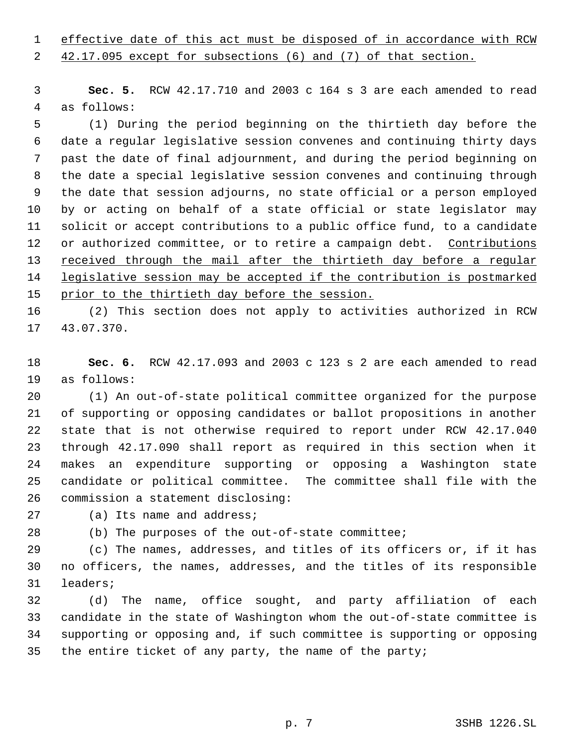effective date of this act must be disposed of in accordance with RCW 42.17.095 except for subsections (6) and (7) of that section.

**Sec. 5.** RCW 42.17.710 and 2003 c 164 s 3 are each amended to read as follows:

(1) During the period beginning on the thirtieth day before the date a regular legislative session convenes and continuing thirty days past the date of final adjournment, and during the period beginning on the date a special legislative session convenes and continuing through the date that session adjourns, no state official or a person employed by or acting on behalf of a state official or state legislator may solicit or accept contributions to a public office fund, to a candidate or authorized committee, or to retire a campaign debt. Contributions received through the mail after the thirtieth day before a regular legislative session may be accepted if the contribution is postmarked prior to the thirtieth day before the session.

(2) This section does not apply to activities authorized in RCW 43.07.370.

**Sec. 6.** RCW 42.17.093 and 2003 c 123 s 2 are each amended to read as follows:

(1) An out-of-state political committee organized for the purpose of supporting or opposing candidates or ballot propositions in another state that is not otherwise required to report under RCW 42.17.040 through 42.17.090 shall report as required in this section when it makes an expenditure supporting or opposing a Washington state candidate or political committee. The committee shall file with the commission a statement disclosing:

(a) Its name and address;

(b) The purposes of the out-of-state committee;

(c) The names, addresses, and titles of its officers or, if it has no officers, the names, addresses, and the titles of its responsible leaders;

(d) The name, office sought, and party affiliation of each candidate in the state of Washington whom the out-of-state committee is supporting or opposing and, if such committee is supporting or opposing the entire ticket of any party, the name of the party;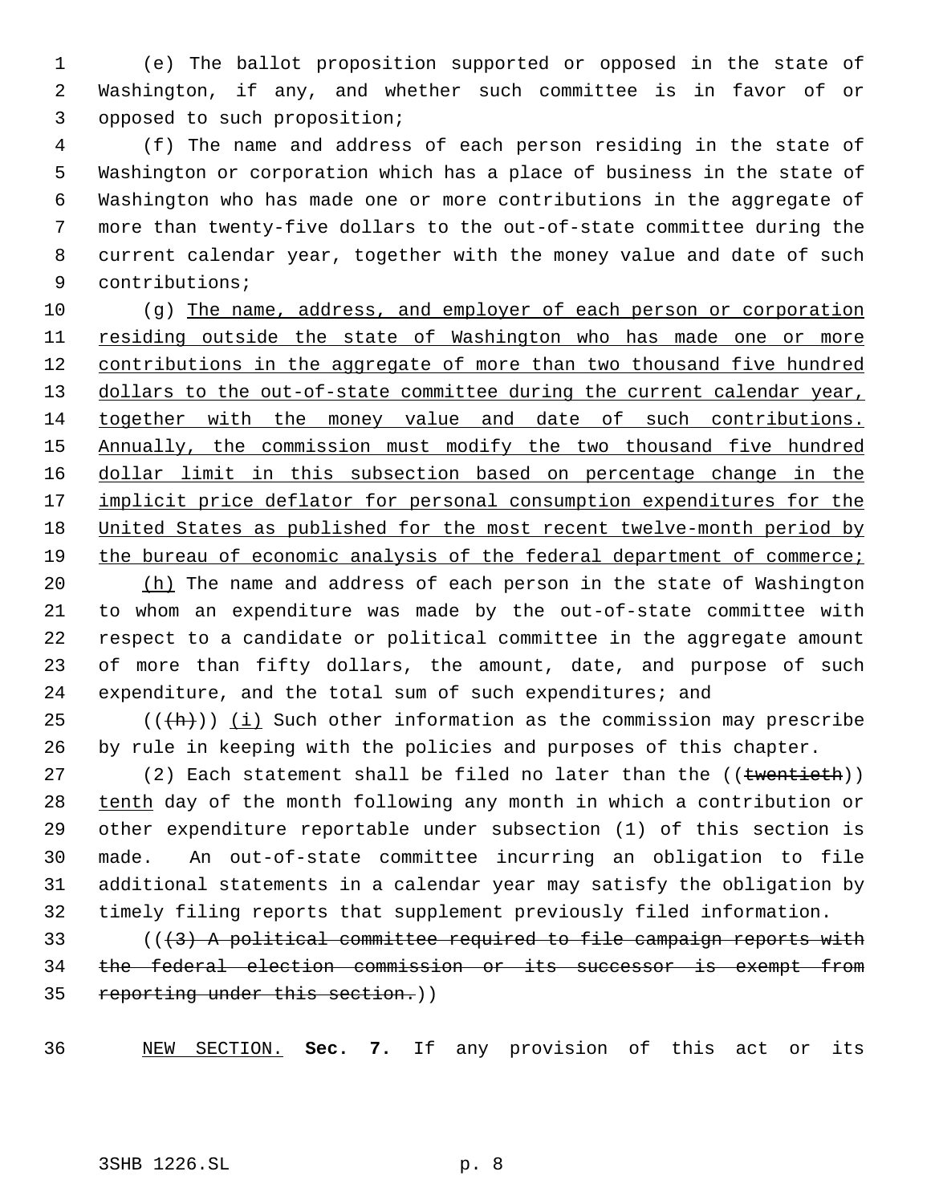(e) The ballot proposition supported or opposed in the state of Washington, if any, and whether such committee is in favor of or opposed to such proposition;

(f) The name and address of each person residing in the state of Washington or corporation which has a place of business in the state of Washington who has made one or more contributions in the aggregate of more than twenty-five dollars to the out-of-state committee during the current calendar year, together with the money value and date of such contributions;

(g) The name, address, and employer of each person or corporation residing outside the state of Washington who has made one or more contributions in the aggregate of more than two thousand five hundred dollars to the out-of-state committee during the current calendar year, together with the money value and date of such contributions. Annually, the commission must modify the two thousand five hundred dollar limit in this subsection based on percentage change in the implicit price deflator for personal consumption expenditures for the United States as published for the most recent twelve-month period by the bureau of economic analysis of the federal department of commerce;

(h) The name and address of each person in the state of Washington to whom an expenditure was made by the out-of-state committee with respect to a candidate or political committee in the aggregate amount of more than fifty dollars, the amount, date, and purpose of such expenditure, and the total sum of such expenditures; and

(((h))) (i) Such other information as the commission may prescribe by rule in keeping with the policies and purposes of this chapter.

(2) Each statement shall be filed no later than the ((twentieth)) tenth day of the month following any month in which a contribution or other expenditure reportable under subsection (1) of this section is made. An out-of-state committee incurring an obligation to file additional statements in a calendar year may satisfy the obligation by timely filing reports that supplement previously filed information.

(((3) A political committee required to file campaign reports with the federal election commission or its successor is exempt from reporting under this section.))

NEW SECTION. **Sec. 7.** If any provision of this act or its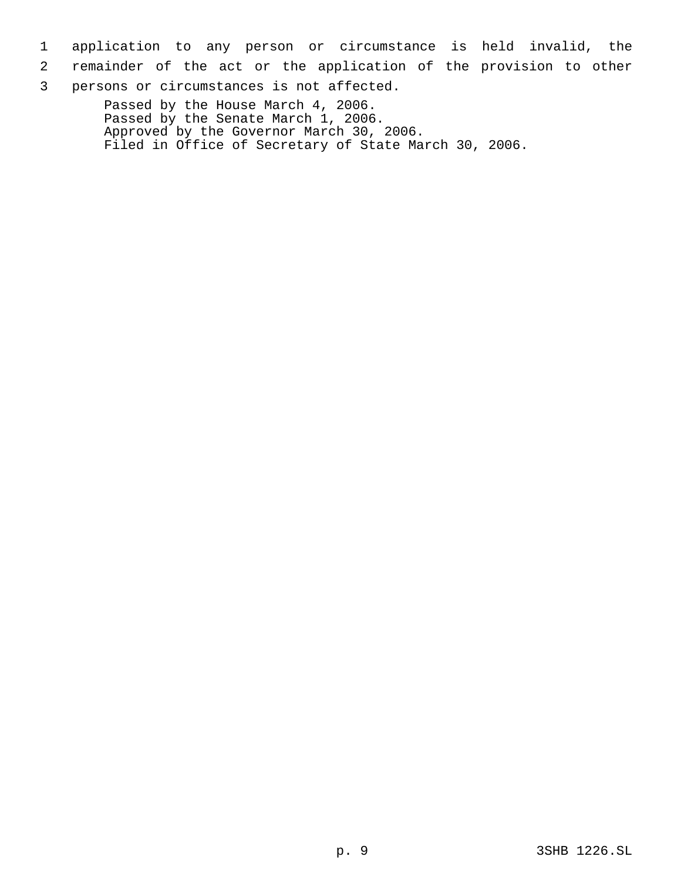application to any person or circumstance is held invalid, the remainder of the act or the application of the provision to other persons or circumstances is not affected.

Passed by the House March 4, 2006.
Passed by the Senate March 1, 2006.
Approved by the Governor March 30, 2006.
Filed in Office of Secretary of State March 30, 2006.